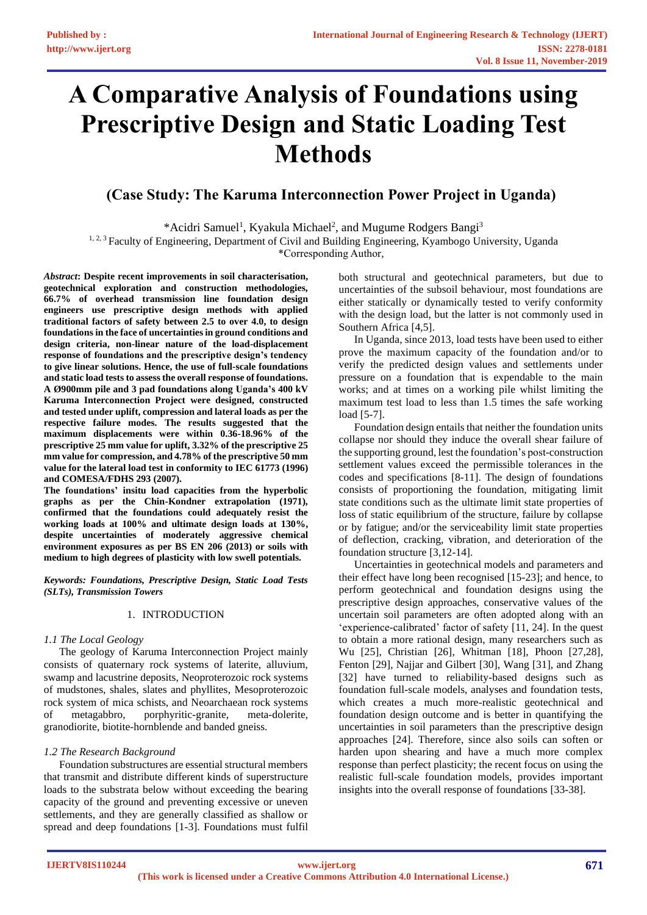# A Comparative Analysis of Foundations using Prescriptive Design and Static Loading Test Methods

## (Case Study: The Karuma Interconnection Power Project in Uganda)

*Acidri Samuel[1], Kyakula Michael[2], and Mugume Rodgers Bangi[3]

[1, 2, 3] Faculty of Engineering, Department of Civil and Building Engineering, Kyambogo University, Uganda

*Corresponding Author,

***Abstract*: Despite recent improvements in soil characterisation, geotechnical exploration and construction methodologies, 66.7% of overhead transmission line foundation design engineers use prescriptive design methods with applied traditional factors of safety between 2.5 to over 4.0, to design foundations in the face of uncertainties in ground conditions and design criteria, non-linear nature of the load-displacement response of foundations and the prescriptive design's tendency to give linear solutions. Hence, the use of full-scale foundations and static load tests to assess the overall response of foundations. A Ø900mm pile and 3 pad foundations along Uganda's 400 kV Karuma Interconnection Project were designed, constructed and tested under uplift, compression and lateral loads as per the respective failure modes. The results suggested that the maximum displacements were within 0.36-18.96% of the prescriptive 25 mm value for uplift, 3.32% of the prescriptive 25 mm value for compression, and 4.78% of the prescriptive 50 mm value for the lateral load test in conformity to IEC 61773 (1996) and COMESA/FDHS 293 (2007).**

**The foundations' insitu load capacities from the hyperbolic graphs as per the Chin-Kondner extrapolation (1971), confirmed that the foundations could adequately resist the working loads at 100% and ultimate design loads at 130%, despite uncertainties of moderately aggressive chemical environment exposures as per BS EN 206 (2013) or soils with medium to high degrees of plasticity with low swell potentials.**

***Keywords: Foundations, Prescriptive Design, Static Load Tests (SLTs), Transmission Towers***

## 1. INTRODUCTION

### *1.1 The Local Geology*

The geology of Karuma Interconnection Project mainly consists of quaternary rock systems of laterite, alluvium, swamp and lacustrine deposits, Neoproterozoic rock systems of mudstones, shales, slates and phyllites, Mesoproterozoic rock system of mica schists, and Neoarchaean rock systems of metagabbro, porphyritic-granite, meta-dolerite, granodiorite, biotite-hornblende and banded gneiss.

### *1.2 The Research Background*

Foundation substructures are essential structural members that transmit and distribute different kinds of superstructure loads to the substrata below without exceeding the bearing capacity of the ground and preventing excessive or uneven settlements, and they are generally classified as shallow or spread and deep foundations [1-3]. Foundations must fulfil both structural and geotechnical parameters, but due to uncertainties of the subsoil behaviour, most foundations are either statically or dynamically tested to verify conformity with the design load, but the latter is not commonly used in Southern Africa [4,5].

In Uganda, since 2013, load tests have been used to either prove the maximum capacity of the foundation and/or to verify the predicted design values and settlements under pressure on a foundation that is expendable to the main works; and at times on a working pile whilst limiting the maximum test load to less than 1.5 times the safe working load [5-7].

Foundation design entails that neither the foundation units collapse nor should they induce the overall shear failure of the supporting ground, lest the foundation's post-construction settlement values exceed the permissible tolerances in the codes and specifications [8-11]. The design of foundations consists of proportioning the foundation, mitigating limit state conditions such as the ultimate limit state properties of loss of static equilibrium of the structure, failure by collapse or by fatigue; and/or the serviceability limit state properties of deflection, cracking, vibration, and deterioration of the foundation structure [3,12-14].

Uncertainties in geotechnical models and parameters and their effect have long been recognised [15-23]; and hence, to perform geotechnical and foundation designs using the prescriptive design approaches, conservative values of the uncertain soil parameters are often adopted along with an 'experience-calibrated' factor of safety [11, 24]. In the quest to obtain a more rational design, many researchers such as Wu [25], Christian [26], Whitman [18], Phoon [27,28], Fenton [29], Najjar and Gilbert [30], Wang [31], and Zhang [32] have turned to reliability-based designs such as foundation full-scale models, analyses and foundation tests, which creates a much more-realistic geotechnical and foundation design outcome and is better in quantifying the uncertainties in soil parameters than the prescriptive design approaches [24]. Therefore, since also soils can soften or harden upon shearing and have a much more complex response than perfect plasticity; the recent focus on using the realistic full-scale foundation models, provides important insights into the overall response of foundations [33-38].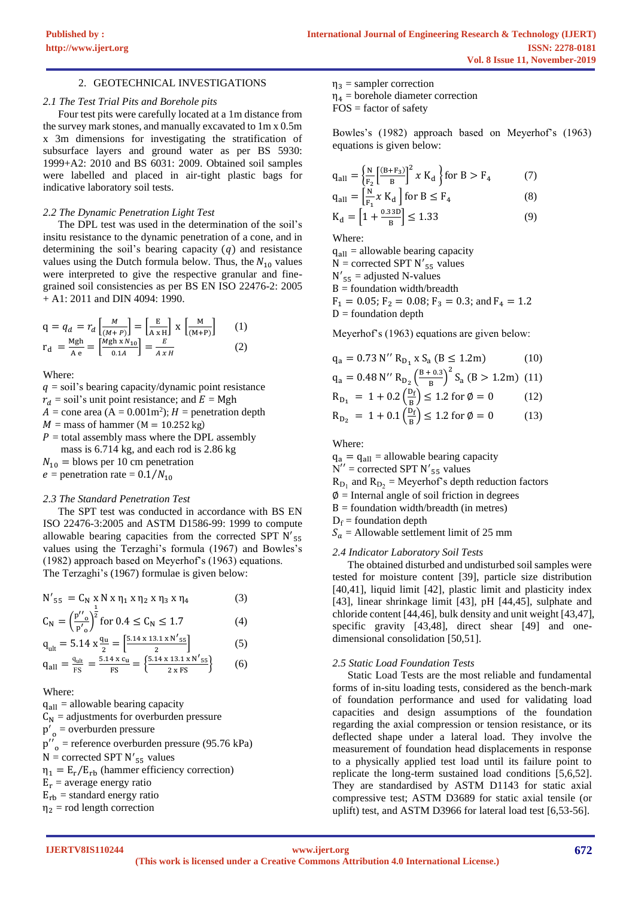## 2. GEOTECHNICAL INVESTIGATIONS

### *2.1 The Test Trial Pits and Borehole pits*

Four test pits were carefully located at a 1m distance from the survey mark stones, and manually excavated to 1m x 0.5m x 3m dimensions for investigating the stratification of subsurface layers and ground water as per BS 5930: 1999+A2: 2010 and BS 6031: 2009. Obtained soil samples were labelled and placed in air-tight plastic bags for indicative laboratory soil tests.

### *2.2 The Dynamic Penetration Light Test*

The DPL test was used in the determination of the soil's insitu resistance to the dynamic penetration of a cone, and in determining the soil's bearing capacity ($q$) and resistance values using the Dutch formula below. Thus, the $N_{10}$ values were interpreted to give the respective granular and fine-grained soil consistencies as per BS EN ISO 22476-2: 2005 + A1: 2011 and DIN 4094: 1990.

$$q = q_d = r_d \left[\frac{M}{(M+P)}\right] = \left[\frac{E}{A \times H}\right] \times \left[\frac{M}{(M+P)}\right] \quad (1)$$

$$r_d = \frac{Mgh}{A\,e} = \left[\frac{Mgh \times N_{10}}{0.1A}\right] = \frac{E}{A \times H} \quad (2)$$

Where:
$q$ = soil's bearing capacity/dynamic point resistance
$r_d$ = soil's unit point resistance; and $E$ = Mgh
$A$ = cone area ($A = 0.001\text{m}^2$); $H$ = penetration depth
$M$ = mass of hammer ($M = 10.252$ kg)
$P$ = total assembly mass where the DPL assembly mass is 6.714 kg, and each rod is 2.86 kg
$N_{10}$ = blows per 10 cm penetration
$e$ = penetration rate = $0.1/N_{10}$

### *2.3 The Standard Penetration Test*

The SPT test was conducted in accordance with BS EN ISO 22476-3:2005 and ASTM D1586-99: 1999 to compute allowable bearing capacities from the corrected SPT $N'_{55}$ values using the Terzaghi's formula (1967) and Bowles's (1982) approach based on Meyerhof's (1963) equations. The Terzaghi's (1967) formulae is given below:

$$N'_{55} = C_N \times N \times \eta_1 \times \eta_2 \times \eta_3 \times \eta_4 \quad (3)$$

$$C_N = \left(\frac{p''_o}{p'_o}\right)^{\frac{1}{2}} \text{ for } 0.4 \leq C_N \leq 1.7 \quad (4)$$

$$q_{ult} = 5.14 \times \frac{q_u}{2} = \left[\frac{5.14 \times 13.1 \times N'_{55}}{2}\right] \quad (5)$$

$$q_{all} = \frac{q_{ult}}{FS} = \frac{5.14 \times c_u}{FS} = \left\{\frac{5.14 \times 13.1 \times N'_{55}}{2 \times FS}\right\} \quad (6)$$

Where:
$q_{all}$ = allowable bearing capacity
$C_N$ = adjustments for overburden pressure
$p'_o$ = overburden pressure
$p''_o$ = reference overburden pressure (95.76 kPa)
N = corrected SPT $N'_{55}$ values
$\eta_1 = E_r/E_{rb}$ (hammer efficiency correction)
$E_r$ = average energy ratio
$E_{rb}$ = standard energy ratio
$\eta_2$ = rod length correction
$\eta_3$ = sampler correction
$\eta_4$ = borehole diameter correction
FOS = factor of safety

Bowles's (1982) approach based on Meyerhof's (1963) equations is given below:

$$q_{all} = \left\{\frac{N}{F_2}\left[\frac{(B+F_3)}{B}\right]^2 x\ K_d\right\} \text{for } B > F_4 \quad (7)$$

$$q_{all} = \left[\frac{N}{F_1} x\ K_d\right] \text{for } B \leq F_4 \quad (8)$$

$$K_d = \left[1 + \frac{0.33D}{B}\right] \leq 1.33 \quad (9)$$

Where:
$q_{all}$ = allowable bearing capacity
N = corrected SPT $N'_{55}$ values
$N'_{55}$ = adjusted N-values
B = foundation width/breadth
$F_1 = 0.05$; $F_2 = 0.08$; $F_3 = 0.3$; and $F_4 = 1.2$
D = foundation depth

Meyerhof's (1963) equations are given below:

$$q_a = 0.73\, N''\, R_{D_1} \times S_a \ (B \leq 1.2\text{m}) \quad (10)$$

$$q_a = 0.48\, N''\, R_{D_2} \left(\frac{B+0.3}{B}\right)^2 S_a \ (B > 1.2\text{m}) \quad (11)$$

$$R_{D_1} = 1 + 0.2\left(\frac{D_f}{B}\right) \leq 1.2 \text{ for } \emptyset = 0 \quad (12)$$

$$R_{D_2} = 1 + 0.1\left(\frac{D_f}{B}\right) \leq 1.2 \text{ for } \emptyset = 0 \quad (13)$$

Where:
$q_a = q_{all}$ = allowable bearing capacity
$N''$ = corrected SPT $N'_{55}$ values
$R_{D_1}$ and $R_{D_2}$ = Meyerhof's depth reduction factors
$\emptyset$ = Internal angle of soil friction in degrees
B = foundation width/breadth (in metres)
$D_f$ = foundation depth
$S_a$ = Allowable settlement limit of 25 mm

### *2.4 Indicator Laboratory Soil Tests*

The obtained disturbed and undisturbed soil samples were tested for moisture content [39], particle size distribution [40,41], liquid limit [42], plastic limit and plasticity index [43], linear shrinkage limit [43], pH [44,45], sulphate and chloride content [44,46], bulk density and unit weight [43,47], specific gravity [43,48], direct shear [49] and one-dimensional consolidation [50,51].

### *2.5 Static Load Foundation Tests*

Static Load Tests are the most reliable and fundamental forms of in-situ loading tests, considered as the bench-mark of foundation performance and used for validating load capacities and design assumptions of the foundation regarding the axial compression or tension resistance, or its deflected shape under a lateral load. They involve the measurement of foundation head displacements in response to a physically applied test load until its failure point to replicate the long-term sustained load conditions [5,6,52]. They are standardised by ASTM D1143 for static axial compressive test; ASTM D3689 for static axial tensile (or uplift) test, and ASTM D3966 for lateral load test [6,53-56].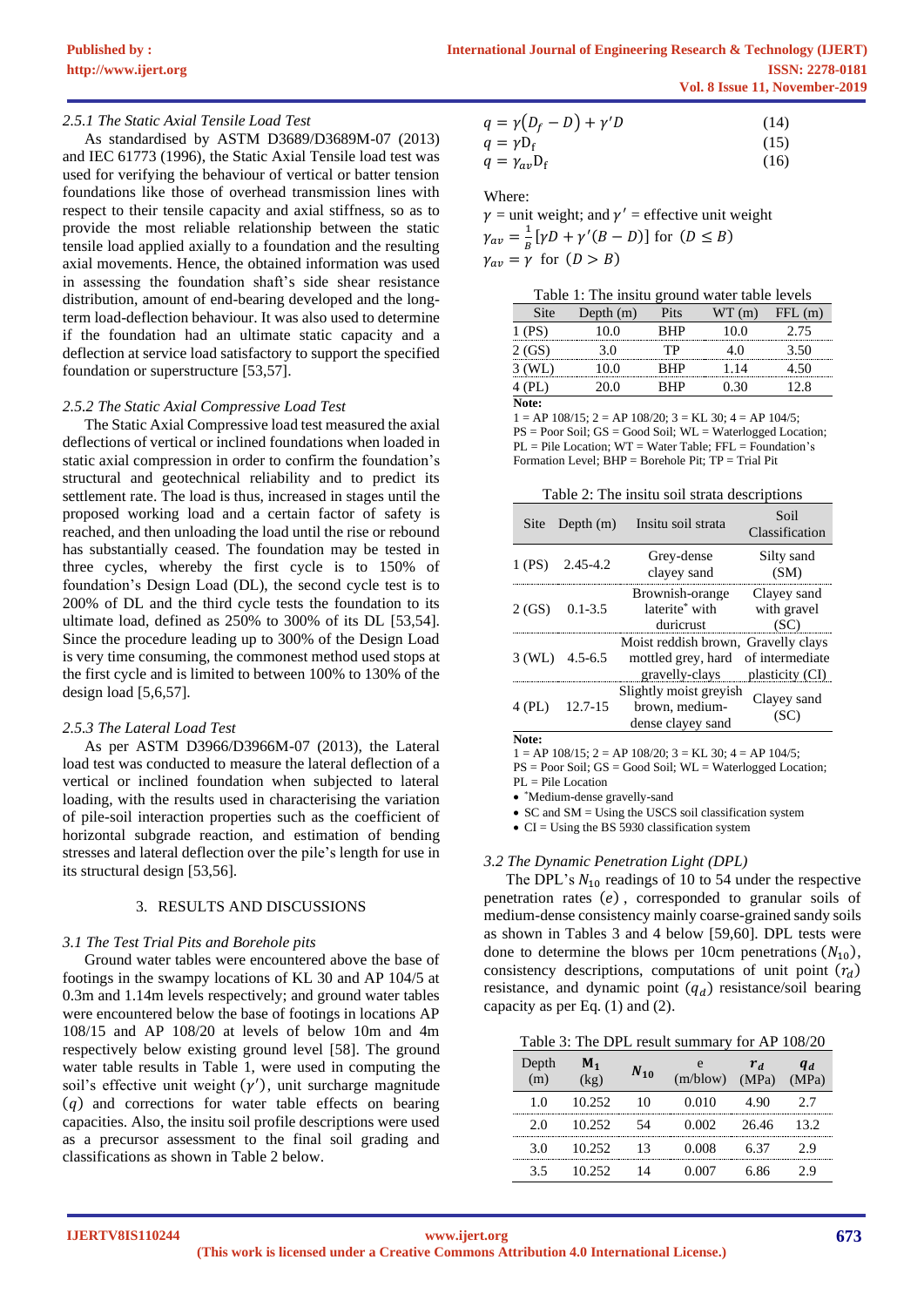### 2.5.1 The Static Axial Tensile Load Test

As standardised by ASTM D3689/D3689M-07 (2013) and IEC 61773 (1996), the Static Axial Tensile load test was used for verifying the behaviour of vertical or batter tension foundations like those of overhead transmission lines with respect to their tensile capacity and axial stiffness, so as to provide the most reliable relationship between the static tensile load applied axially to a foundation and the resulting axial movements. Hence, the obtained information was used in assessing the foundation shaft's side shear resistance distribution, amount of end-bearing developed and the long-term load-deflection behaviour. It was also used to determine if the foundation had an ultimate static capacity and a deflection at service load satisfactory to support the specified foundation or superstructure [53,57].

### 2.5.2 The Static Axial Compressive Load Test

The Static Axial Compressive load test measured the axial deflections of vertical or inclined foundations when loaded in static axial compression in order to confirm the foundation's structural and geotechnical reliability and to predict its settlement rate. The load is thus, increased in stages until the proposed working load and a certain factor of safety is reached, and then unloading the load until the rise or rebound has substantially ceased. The foundation may be tested in three cycles, whereby the first cycle is to 150% of foundation's Design Load (DL), the second cycle test is to 200% of DL and the third cycle tests the foundation to its ultimate load, defined as 250% to 300% of its DL [53,54]. Since the procedure leading up to 300% of the Design Load is very time consuming, the commonest method used stops at the first cycle and is limited to between 100% to 130% of the design load [5,6,57].

### 2.5.3 The Lateral Load Test

As per ASTM D3966/D3966M-07 (2013), the Lateral load test was conducted to measure the lateral deflection of a vertical or inclined foundation when subjected to lateral loading, with the results used in characterising the variation of pile-soil interaction properties such as the coefficient of horizontal subgrade reaction, and estimation of bending stresses and lateral deflection over the pile's length for use in its structural design [53,56].

## 3. RESULTS AND DISCUSSIONS

### 3.1 The Test Trial Pits and Borehole pits

Ground water tables were encountered above the base of footings in the swampy locations of KL 30 and AP 104/5 at 0.3m and 1.14m levels respectively; and ground water tables were encountered below the base of footings in locations AP 108/15 and AP 108/20 at levels of below 10m and 4m respectively below existing ground level [58]. The ground water table results in Table 1, were used in computing the soil's effective unit weight ($\gamma'$), unit surcharge magnitude ($q$) and corrections for water table effects on bearing capacities. Also, the insitu soil profile descriptions were used as a precursor assessment to the final soil grading and classifications as shown in Table 2 below.

$$q = \gamma(D_f - D) + \gamma' D \quad (14)$$

$$q = \gamma D_f \quad (15)$$

$$q = \gamma_{av} D_f \quad (16)$$

Where:

$\gamma$ = unit weight; and $\gamma'$ = effective unit weight

$\gamma_{av} = \frac{1}{B}[\gamma D + \gamma'(B - D)]$ for $(D \leq B)$

$\gamma_{av} = \gamma$ for $(D > B)$

Table 1: The insitu ground water table levels

| Site | Depth (m) | Pits | WT (m) | FFL (m) |
|---|---|---|---|---|
| 1 (PS) | 10.0 | BHP | 10.0 | 2.75 |
| 2 (GS) | 3.0 | TP | 4.0 | 3.50 |
| 3 (WL) | 10.0 | BHP | 1.14 | 4.50 |
| 4 (PL) | 20.0 | BHP | 0.30 | 12.8 |

**Note:**
1 = AP 108/15; 2 = AP 108/20; 3 = KL 30; 4 = AP 104/5;
PS = Poor Soil; GS = Good Soil; WL = Waterlogged Location; PL = Pile Location; WT = Water Table; FFL = Foundation's Formation Level; BHP = Borehole Pit; TP = Trial Pit

Table 2: The insitu soil strata descriptions

| Site | Depth (m) | Insitu soil strata | Soil Classification |
|---|---|---|---|
| 1 (PS) | 2.45-4.2 | Grey-dense clayey sand | Silty sand (SM) |
| 2 (GS) | 0.1-3.5 | Brownish-orange laterite* with duricrust | Clayey sand with gravel (SC) |
| 3 (WL) | 4.5-6.5 | Moist reddish brown, mottled grey, hard gravelly-clays | Gravelly clays of intermediate plasticity (CI) |
| 4 (PL) | 12.7-15 | Slightly moist greyish brown, medium-dense clayey sand | Clayey sand (SC) |

**Note:**
1 = AP 108/15; 2 = AP 108/20; 3 = KL 30; 4 = AP 104/5;
PS = Poor Soil; GS = Good Soil; WL = Waterlogged Location; PL = Pile Location

- *Medium-dense gravelly-sand
- SC and SM = Using the USCS soil classification system
- CI = Using the BS 5930 classification system

### 3.2 The Dynamic Penetration Light (DPL)

The DPL's $N_{10}$ readings of 10 to 54 under the respective penetration rates ($e$), corresponded to granular soils of medium-dense consistency mainly coarse-grained sandy soils as shown in Tables 3 and 4 below [59,60]. DPL tests were done to determine the blows per 10cm penetrations ($N_{10}$), consistency descriptions, computations of unit point ($r_d$) resistance, and dynamic point ($q_d$) resistance/soil bearing capacity as per Eq. (1) and (2).

Table 3: The DPL result summary for AP 108/20

| Depth (m) | $M_1$ (kg) | $N_{10}$ | e (m/blow) | $r_d$ (MPa) | $q_d$ (MPa) |
|---|---|---|---|---|---|
| 1.0 | 10.252 | 10 | 0.010 | 4.90 | 2.7 |
| 2.0 | 10.252 | 54 | 0.002 | 26.46 | 13.2 |
| 3.0 | 10.252 | 13 | 0.008 | 6.37 | 2.9 |
| 3.5 | 10.252 | 14 | 0.007 | 6.86 | 2.9 |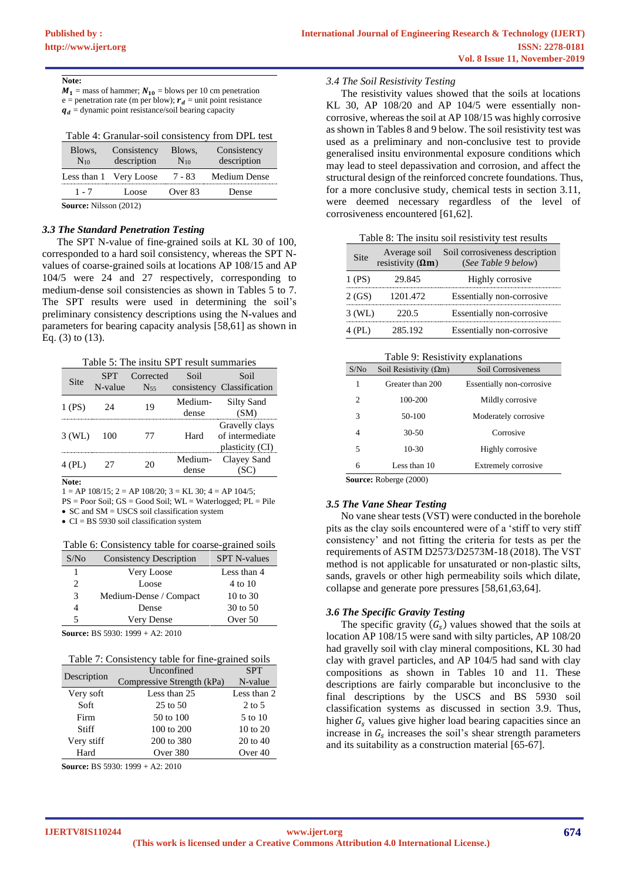**Note:**
$M_1$ = mass of hammer; $N_{10}$ = blows per 10 cm penetration
e = penetration rate (m per blow); $r_d$ = unit point resistance
$q_d$ = dynamic point resistance/soil bearing capacity

Table 4: Granular-soil consistency from DPL test

| Blows, $N_{10}$ | Consistency description | Blows, $N_{10}$ | Consistency description |
|---|---|---|---|
| Less than 1 | Very Loose | 7 - 83 | Medium Dense |
| 1 - 7 | Loose | Over 83 | Dense |

**Source:** Nilsson (2012)

### 3.3 The Standard Penetration Testing

The SPT N-value of fine-grained soils at KL 30 of 100, corresponded to a hard soil consistency, whereas the SPT N-values of coarse-grained soils at locations AP 108/15 and AP 104/5 were 24 and 27 respectively, corresponding to medium-dense soil consistencies as shown in Tables 5 to 7. The SPT results were used in determining the soil's preliminary consistency descriptions using the N-values and parameters for bearing capacity analysis [58,61] as shown in Eq. (3) to (13).

Table 5: The insitu SPT result summaries

| Site | SPT N-value | Corrected $N_{55}$ | Soil consistency | Soil Classification |
|---|---|---|---|---|
| 1 (PS) | 24 | 19 | Medium-dense | Silty Sand (SM) |
| 3 (WL) | 100 | 77 | Hard | Gravelly clays of intermediate plasticity (CI) |
| 4 (PL) | 27 | 20 | Medium-dense | Clayey Sand (SC) |

**Note:**
1 = AP 108/15; 2 = AP 108/20; 3 = KL 30; 4 = AP 104/5;
PS = Poor Soil; GS = Good Soil; WL = Waterlogged; PL = Pile
- SC and SM = USCS soil classification system
- CI = BS 5930 soil classification system

Table 6: Consistency table for coarse-grained soils

| S/No | Consistency Description | SPT N-values |
|---|---|---|
| 1 | Very Loose | Less than 4 |
| 2 | Loose | 4 to 10 |
| 3 | Medium-Dense / Compact | 10 to 30 |
| 4 | Dense | 30 to 50 |
| 5 | Very Dense | Over 50 |

**Source:** BS 5930: 1999 + A2: 2010

Table 7: Consistency table for fine-grained soils

| Description | Unconfined Compressive Strength (kPa) | SPT N-value |
|---|---|---|
| Very soft | Less than 25 | Less than 2 |
| Soft | 25 to 50 | 2 to 5 |
| Firm | 50 to 100 | 5 to 10 |
| Stiff | 100 to 200 | 10 to 20 |
| Very stiff | 200 to 380 | 20 to 40 |
| Hard | Over 380 | Over 40 |

**Source:** BS 5930: 1999 + A2: 2010

### 3.4 The Soil Resistivity Testing

The resistivity values showed that the soils at locations KL 30, AP 108/20 and AP 104/5 were essentially non-corrosive, whereas the soil at AP 108/15 was highly corrosive as shown in Tables 8 and 9 below. The soil resistivity test was used as a preliminary and non-conclusive test to provide generalised insitu environmental exposure conditions which may lead to steel depassivation and corrosion, and affect the structural design of the reinforced concrete foundations. Thus, for a more conclusive study, chemical tests in section 3.11, were deemed necessary regardless of the level of corrosiveness encountered [61,62].

Table 8: The insitu soil resistivity test results

| Site | Average soil resistivity (**Ωm**) | Soil corrosiveness description (*See Table 9 below*) |
|---|---|---|
| 1 (PS) | 29.845 | Highly corrosive |
| 2 (GS) | 1201.472 | Essentially non-corrosive |
| 3 (WL) | 220.5 | Essentially non-corrosive |
| 4 (PL) | 285.192 | Essentially non-corrosive |

Table 9: Resistivity explanations

| S/No | Soil Resistivity (Ωm) | Soil Corrosiveness |
|---|---|---|
| 1 | Greater than 200 | Essentially non-corrosive |
| 2 | 100-200 | Mildly corrosive |
| 3 | 50-100 | Moderately corrosive |
| 4 | 30-50 | Corrosive |
| 5 | 10-30 | Highly corrosive |
| 6 | Less than 10 | Extremely corrosive |

**Source:** Roberge (2000)

### 3.5 The Vane Shear Testing

No vane shear tests (VST) were conducted in the borehole pits as the clay soils encountered were of a 'stiff to very stiff consistency' and not fitting the criteria for tests as per the requirements of ASTM D2573/D2573M-18 (2018). The VST method is not applicable for unsaturated or non-plastic silts, sands, gravels or other high permeability soils which dilate, collapse and generate pore pressures [58,61,63,64].

### 3.6 The Specific Gravity Testing

The specific gravity ($G_s$) values showed that the soils at location AP 108/15 were sand with silty particles, AP 108/20 had gravelly soil with clay mineral compositions, KL 30 had clay with gravel particles, and AP 104/5 had sand with clay compositions as shown in Tables 10 and 11. These descriptions are fairly comparable but inconclusive to the final descriptions by the USCS and BS 5930 soil classification systems as discussed in section 3.9. Thus, higher $G_s$ values give higher load bearing capacities since an increase in $G_s$ increases the soil's shear strength parameters and its suitability as a construction material [65-67].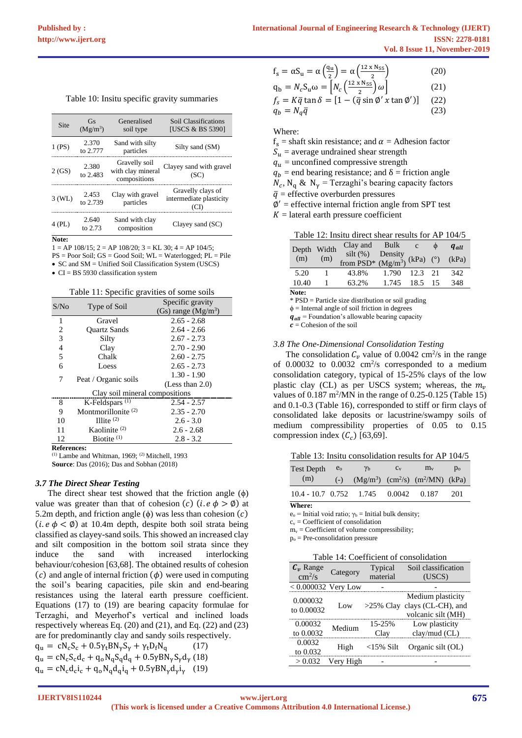Table 10: Insitu specific gravity summaries

| Site | Gs (Mg/m³) | Generalised soil type | Soil Classifications [USCS & BS 5390] |
|---|---|---|---|
| 1 (PS) | 2.370 to 2.777 | Sand with silty particles | Silty sand (SM) |
| 2 (GS) | 2.380 to 2.483 | Gravelly soil with clay mineral compositions | Clayey sand with gravel (SC) |
| 3 (WL) | 2.453 to 2.739 | Clay with gravel particles | Gravelly clays of intermediate plasticity (CI) |
| 4 (PL) | 2.640 to 2.73 | Sand with clay composition | Clayey sand (SC) |

**Note:**
1 = AP 108/15; 2 = AP 108/20; 3 = KL 30; 4 = AP 104/5;
PS = Poor Soil; GS = Good Soil; WL = Waterlogged; PL = Pile
- SC and SM = Unified Soil Classification System (USCS)
- CI = BS 5930 classification system

Table 11: Specific gravities of some soils

| S/No | Type of Soil | Specific gravity (Gs) range (Mg/m³) |
|---|---|---|
| 1 | Gravel | 2.65 - 2.68 |
| 2 | Quartz Sands | 2.64 - 2.66 |
| 3 | Silty | 2.67 - 2.73 |
| 4 | Clay | 2.70 - 2.90 |
| 5 | Chalk | 2.60 - 2.75 |
| 6 | Loess | 2.65 - 2.73 |
| 7 | Peat / Organic soils | 1.30 - 1.90 (Less than 2.0) |
| | Clay soil mineral compositions | |
| 8 | K-Feldspars [(1)] | 2.54 - 2.57 |
| 9 | Montmorillonite [(2)] | 2.35 - 2.70 |
| 10 | Illite [(2)] | 2.6 - 3.0 |
| 11 | Kaolinite [(2)] | 2.6 - 2.68 |
| 12 | Biotite [(1)] | 2.8 - 3.2 |

**References:**
[(1)] Lambe and Whitman, 1969; [(2)] Mitchell, 1993
**Source**: Das (2016); Das and Sobhan (2018)

### 3.7 The Direct Shear Testing

The direct shear test showed that the friction angle ($\phi$) value was greater than that of cohesion ($c$) ($i.e\ \phi > \emptyset$) at 5.2m depth, and friction angle ($\phi$) was less than cohesion ($c$) ($i.e\ \phi < \emptyset$) at 10.4m depth, despite both soil strata being classified as clayey-sand soils. This showed an increased clay and silt composition in the bottom soil strata since they induce the sand with increased interlocking behaviour/cohesion [63,68]. The obtained results of cohesion ($c$) and angle of internal friction ($\phi$) were used in computing the soil's bearing capacities, pile skin and end-bearing resistances using the lateral earth pressure coefficient. Equations (17) to (19) are bearing capacity formulae for Terzaghi, and Meyerhof's vertical and inclined loads respectively whereas Eq. (20) and (21), and Eq. (22) and (23) are for predominantly clay and sandy soils respectively.

$$q_u = cN_cS_c + 0.5\gamma_t BN_\gamma S_\gamma + \gamma_t D_f N_q \quad (17)$$

$$q_u = cN_cS_cd_c + q_oN_qS_qd_q + 0.5\gamma BN_\gamma S_\gamma d_\gamma \quad (18)$$

$$q_u = cN_cd_ci_c + q_oN_qd_qi_q + 0.5\gamma BN_\gamma d_\gamma i_\gamma \quad (19)$$

$$f_s = \alpha S_u = \alpha\left(\frac{q_u}{2}\right) = \alpha\left(\frac{12 \times N_{55}}{2}\right) \quad (20)$$

$$q_b = N_cS_u\omega = \left[N_c\left(\frac{12 \times N_{55}}{2}\right)\omega\right] \quad (21)$$

$$f_s = K\bar{q}\tan\delta = [1 - (\bar{q}\sin\emptyset' \, x \tan\emptyset')] \quad (22)$$

$$q_b = N_q\bar{q} \quad (23)$$

Where:
$f_s$ = shaft skin resistance; and $\alpha$ = Adhesion factor
$S_u$ = average undrained shear strength
$q_u$ = unconfined compressive strength
$q_b$ = end bearing resistance; and $\delta$ = friction angle
$N_c$, $N_q$ & $N_\gamma$ = Terzaghi's bearing capacity factors
$\bar{q}$ = effective overburden pressures
$\emptyset'$ = effective internal friction angle from SPT test
$K$ = lateral earth pressure coefficient

Table 12: Insitu direct shear results for AP 104/5

| Depth (m) | Width (m) | Clay and silt (%) from PSD* | Bulk Density (Mg/m³) | c (kPa) | ϕ (°) | $q_{all}$ (kPa) |
|---|---|---|---|---|---|---|
| 5.20 | 1 | 43.8% | 1.790 | 12.3 | 21 | 342 |
| 10.40 | 1 | 63.2% | 1.745 | 18.5 | 15 | 348 |

**Note:**
\* PSD = Particle size distribution or soil grading
ϕ = Internal angle of soil friction in degrees
$q_{all}$ = Foundation's allowable bearing capacity
$c$ = Cohesion of the soil

### 3.8 The One-Dimensional Consolidation Testing

The consolidation $C_v$ value of 0.0042 cm²/s in the range of 0.00032 to 0.0032 cm²/s corresponded to a medium consolidation category, typical of 15-25% clays of the low plastic clay (CL) as per USCS system; whereas, the $m_v$ values of 0.187 m²/MN in the range of 0.25-0.125 (Table 15) and 0.1-0.3 (Table 16), corresponded to stiff or firm clays of consolidated lake deposits or lacustrine/swampy soils of medium compressibility properties of 0.05 to 0.15 compression index ($C_c$) [63,69].

Table 13: Insitu consolidation results for AP 104/5

| Test Depth (m) | $e_o$ (-) | $\gamma_b$ (Mg/m³) | $c_v$ (cm²/s) | $m_v$ (m²/MN) | $p_o$ (kPa) |
|---|---|---|---|---|---|
| 10.4 - 10.7 | 0.752 | 1.745 | 0.0042 | 0.187 | 201 |

**Where:**
$e_o$ = Initial void ratio; $\gamma_b$ = Initial bulk density;
$c_v$ = Coefficient of consolidation
$m_v$ = Coefficient of volume compressibility;
$p_o$ = Pre-consolidation pressure

Table 14: Coefficient of consolidation

| $C_v$ Range cm²/s | Category | Typical material | Soil classification (USCS) |
|---|---|---|---|
| < 0.000032 | Very Low | - | - |
| 0.000032 to 0.00032 | Low | >25% Clay | Medium plasticity clays (CL-CH), and volcanic silt (MH) |
| 0.00032 to 0.0032 | Medium | 15-25% Clay | Low plasticity clay/mud (CL) |
| 0.0032 to 0.032 | High | <15% Silt | Organic silt (OL) |
| > 0.032 | Very High | - | - |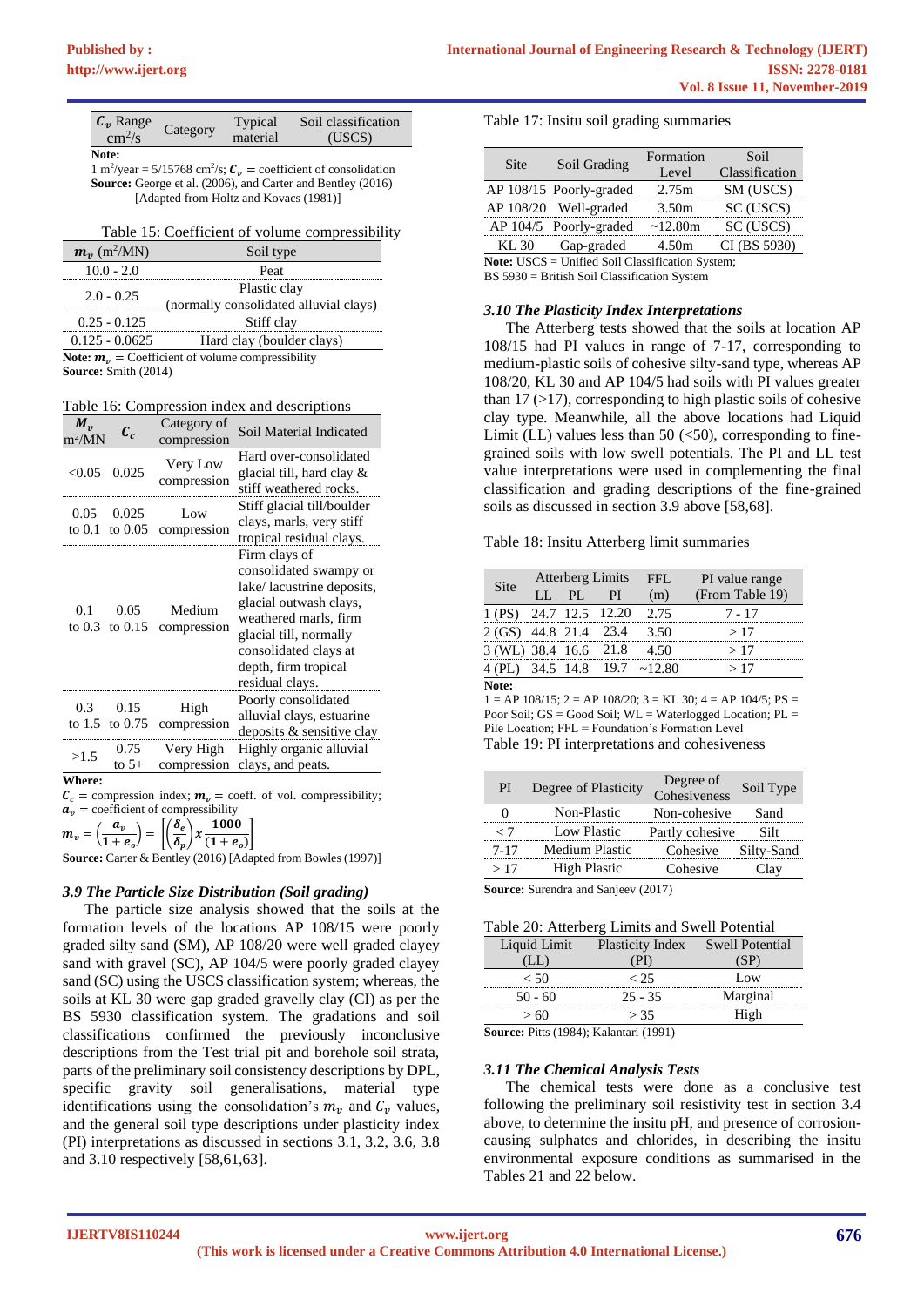| $C_v$ Range cm²/s | Category | Typical material | Soil classification (USCS) |
|---|---|---|---|

**Note:**
1 m²/year = 5/15768 cm²/s; $C_v$ = coefficient of consolidation
**Source:** George et al. (2006), and Carter and Bentley (2016) [Adapted from Holtz and Kovacs (1981)]

Table 15: Coefficient of volume compressibility

| $m_v$ (m²/MN) | Soil type |
|---|---|
| 10.0 - 2.0 | Peat |
| 2.0 - 0.25 | Plastic clay (normally consolidated alluvial clays) |
| 0.25 - 0.125 | Stiff clay |
| 0.125 - 0.0625 | Hard clay (boulder clays) |

**Note:** $m_v$ = Coefficient of volume compressibility
**Source:** Smith (2014)

Table 16: Compression index and descriptions

| $M_v$ m²/MN | $C_c$ | Category of compression | Soil Material Indicated |
|---|---|---|---|
| <0.05 | 0.025 | Very Low compression | Hard over-consolidated glacial till, hard clay & stiff weathered rocks. |
| 0.05 to 0.1 | 0.025 to 0.05 | Low compression | Stiff glacial till/boulder clays, marls, very stiff tropical residual clays. |
| 0.1 to 0.3 | 0.05 to 0.15 | Medium compression | Firm clays of consolidated swampy or lake/ lacustrine deposits, glacial outwash clays, weathered marls, firm glacial till, normally consolidated clays at depth, firm tropical residual clays. |
| 0.3 to 1.5 | 0.15 to 0.75 | High compression | Poorly consolidated alluvial clays, estuarine deposits & sensitive clay |
| >1.5 | 0.75 to 5+ | Very High compression | Highly organic alluvial clays, and peats. |

**Where:**
$C_c$ = compression index; $m_v$ = coeff. of vol. compressibility; $a_v$ = coefficient of compressibility

$$m_v = \left(\frac{a_v}{1+e_o}\right) = \left[\left(\frac{\delta_e}{\delta_p}\right) x \frac{1000}{(1+e_o)}\right]$$

**Source:** Carter & Bentley (2016) [Adapted from Bowles (1997)]

### *3.9 The Particle Size Distribution (Soil grading)*

The particle size analysis showed that the soils at the formation levels of the locations AP 108/15 were poorly graded silty sand (SM), AP 108/20 were well graded clayey sand with gravel (SC), AP 104/5 were poorly graded clayey sand (SC) using the USCS classification system; whereas, the soils at KL 30 were gap graded gravelly clay (CI) as per the BS 5930 classification system. The gradations and soil classifications confirmed the previously inconclusive descriptions from the Test trial pit and borehole soil strata, parts of the preliminary soil consistency descriptions by DPL, specific gravity soil generalisations, material type identifications using the consolidation's $m_v$ and $C_v$ values, and the general soil type descriptions under plasticity index (PI) interpretations as discussed in sections 3.1, 3.2, 3.6, 3.8 and 3.10 respectively [58,61,63].

Table 17: Insitu soil grading summaries

| Site | Soil Grading | Formation Level | Soil Classification |
|---|---|---|---|
| AP 108/15 | Poorly-graded | 2.75m | SM (USCS) |
| AP 108/20 | Well-graded | 3.50m | SC (USCS) |
| AP 104/5 | Poorly-graded | ~12.80m | SC (USCS) |
| KL 30 | Gap-graded | 4.50m | CI (BS 5930) |

**Note:** USCS = Unified Soil Classification System; BS 5930 = British Soil Classification System

### *3.10 The Plasticity Index Interpretations*

The Atterberg tests showed that the soils at location AP 108/15 had PI values in range of 7-17, corresponding to medium-plastic soils of cohesive silty-sand type, whereas AP 108/20, KL 30 and AP 104/5 had soils with PI values greater than 17 (>17), corresponding to high plastic soils of cohesive clay type. Meanwhile, all the above locations had Liquid Limit (LL) values less than 50 (<50), corresponding to fine-grained soils with low swell potentials. The PI and LL test value interpretations were used in complementing the final classification and grading descriptions of the fine-grained soils as discussed in section 3.9 above [58,68].

Table 18: Insitu Atterberg limit summaries

| Site | Atterberg Limits LL | PL | PI | FFL (m) | PI value range (From Table 19) |
|---|---|---|---|---|---|
| 1 (PS) | 24.7 | 12.5 | 12.20 | 2.75 | 7 - 17 |
| 2 (GS) | 44.8 | 21.4 | 23.4 | 3.50 | > 17 |
| 3 (WL) | 38.4 | 16.6 | 21.8 | 4.50 | > 17 |
| 4 (PL) | 34.5 | 14.8 | 19.7 | ~12.80 | > 17 |

**Note:**
1 = AP 108/15; 2 = AP 108/20; 3 = KL 30; 4 = AP 104/5; PS = Poor Soil; GS = Good Soil; WL = Waterlogged Location; PL = Pile Location; FFL = Foundation's Formation Level

Table 19: PI interpretations and cohesiveness

| PI | Degree of Plasticity | Degree of Cohesiveness | Soil Type |
|---|---|---|---|
| 0 | Non-Plastic | Non-cohesive | Sand |
| < 7 | Low Plastic | Partly cohesive | Silt |
| 7-17 | Medium Plastic | Cohesive | Silty-Sand |
| > 17 | High Plastic | Cohesive | Clay |

**Source:** Surendra and Sanjeev (2017)

Table 20: Atterberg Limits and Swell Potential

| Liquid Limit (LL) | Plasticity Index (PI) | Swell Potential (SP) |
|---|---|---|
| < 50 | < 25 | Low |
| 50 - 60 | 25 - 35 | Marginal |
| > 60 | > 35 | High |

**Source:** Pitts (1984); Kalantari (1991)

### *3.11 The Chemical Analysis Tests*

The chemical tests were done as a conclusive test following the preliminary soil resistivity test in section 3.4 above, to determine the insitu pH, and presence of corrosion-causing sulphates and chlorides, in describing the insitu environmental exposure conditions as summarised in the Tables 21 and 22 below.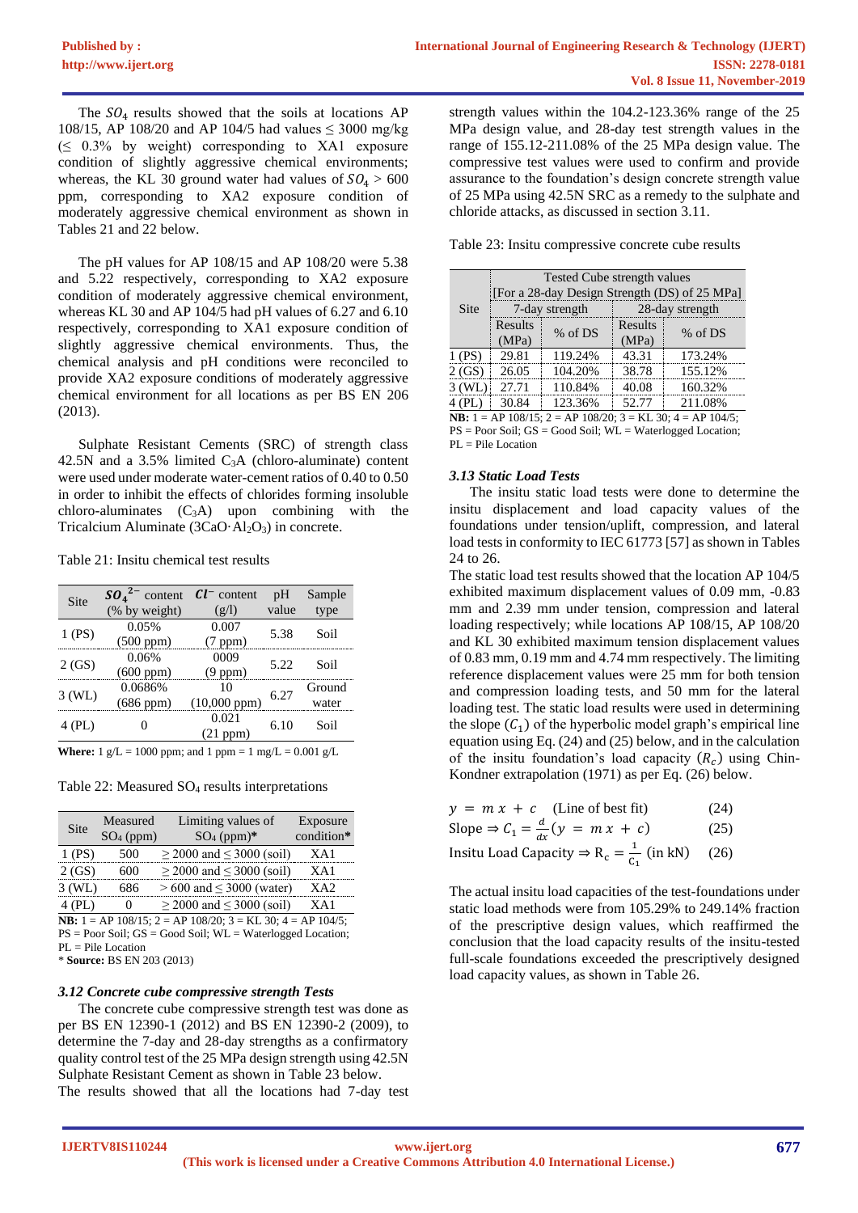The $SO_4$ results showed that the soils at locations AP 108/15, AP 108/20 and AP 104/5 had values ≤ 3000 mg/kg (≤ 0.3% by weight) corresponding to XA1 exposure condition of slightly aggressive chemical environments; whereas, the KL 30 ground water had values of $SO_4$ > 600 ppm, corresponding to XA2 exposure condition of moderately aggressive chemical environment as shown in Tables 21 and 22 below.

The pH values for AP 108/15 and AP 108/20 were 5.38 and 5.22 respectively, corresponding to XA2 exposure condition of moderately aggressive chemical environment, whereas KL 30 and AP 104/5 had pH values of 6.27 and 6.10 respectively, corresponding to XA1 exposure condition of slightly aggressive chemical environments. Thus, the chemical analysis and pH conditions were reconciled to provide XA2 exposure conditions of moderately aggressive chemical environment for all locations as per BS EN 206 (2013).

Sulphate Resistant Cements (SRC) of strength class 42.5N and a 3.5% limited $C_3A$ (chloro-aluminate) content were used under moderate water-cement ratios of 0.40 to 0.50 in order to inhibit the effects of chlorides forming insoluble chloro-aluminates ($C_3A$) upon combining with the Tricalcium Aluminate ($3CaO \cdot Al_2O_3$) in concrete.

Table 21: Insitu chemical test results

| Site | ${SO_4}^{2-}$ content (% by weight) | $Cl^-$ content (g/l) | pH value | Sample type |
|---|---|---|---|---|
| 1 (PS) | 0.05% (500 ppm) | 0.007 (7 ppm) | 5.38 | Soil |
| 2 (GS) | 0.06% (600 ppm) | 0009 (9 ppm) | 5.22 | Soil |
| 3 (WL) | 0.0686% (686 ppm) | 10 (10,000 ppm) | 6.27 | Ground water |
| 4 (PL) | 0 | 0.021 (21 ppm) | 6.10 | Soil |

**Where:** 1 g/L = 1000 ppm; and 1 ppm = 1 mg/L = 0.001 g/L

Table 22: Measured $SO_4$ results interpretations

| Site | Measured $SO_4$ (ppm) | Limiting values of $SO_4$ (ppm)* | Exposure condition* |
|---|---|---|---|
| 1 (PS) | 500 | ≥ 2000 and ≤ 3000 (soil) | XA1 |
| 2 (GS) | 600 | ≥ 2000 and ≤ 3000 (soil) | XA1 |
| 3 (WL) | 686 | > 600 and ≤ 3000 (water) | XA2 |
| 4 (PL) | 0 | ≥ 2000 and ≤ 3000 (soil) | XA1 |

**NB:** 1 = AP 108/15; 2 = AP 108/20; 3 = KL 30; 4 = AP 104/5; PS = Poor Soil; GS = Good Soil; WL = Waterlogged Location; PL = Pile Location
* **Source:** BS EN 203 (2013)

### *3.12 Concrete cube compressive strength Tests*

The concrete cube compressive strength test was done as per BS EN 12390-1 (2012) and BS EN 12390-2 (2009), to determine the 7-day and 28-day strengths as a confirmatory quality control test of the 25 MPa design strength using 42.5N Sulphate Resistant Cement as shown in Table 23 below.
The results showed that all the locations had 7-day test strength values within the 104.2-123.36% range of the 25 MPa design value, and 28-day test strength values in the range of 155.12-211.08% of the 25 MPa design value. The compressive test values were used to confirm and provide assurance to the foundation's design concrete strength value of 25 MPa using 42.5N SRC as a remedy to the sulphate and chloride attacks, as discussed in section 3.11.

Table 23: Insitu compressive concrete cube results

| Site | Tested Cube strength values [For a 28-day Design Strength (DS) of 25 MPa] | | | |
|---|---|---|---|---|
| | 7-day strength | | 28-day strength | |
| | Results (MPa) | % of DS | Results (MPa) | % of DS |
| 1 (PS) | 29.81 | 119.24% | 43.31 | 173.24% |
| 2 (GS) | 26.05 | 104.20% | 38.78 | 155.12% |
| 3 (WL) | 27.71 | 110.84% | 40.08 | 160.32% |
| 4 (PL) | 30.84 | 123.36% | 52.77 | 211.08% |

**NB:** 1 = AP 108/15; 2 = AP 108/20; 3 = KL 30; 4 = AP 104/5; PS = Poor Soil; GS = Good Soil; WL = Waterlogged Location; PL = Pile Location

### *3.13 Static Load Tests*

The insitu static load tests were done to determine the insitu displacement and load capacity values of the foundations under tension/uplift, compression, and lateral load tests in conformity to IEC 61773 [57] as shown in Tables 24 to 26.
The static load test results showed that the location AP 104/5 exhibited maximum displacement values of 0.09 mm, -0.83 mm and 2.39 mm under tension, compression and lateral loading respectively; while locations AP 108/15, AP 108/20 and KL 30 exhibited maximum tension displacement values of 0.83 mm, 0.19 mm and 4.74 mm respectively. The limiting reference displacement values were 25 mm for both tension and compression loading tests, and 50 mm for the lateral loading test. The static load results were used in determining the slope ($C_1$) of the hyperbolic model graph's empirical line equation using Eq. (24) and (25) below, and in the calculation of the insitu foundation's load capacity ($R_c$) using Chin-Kondner extrapolation (1971) as per Eq. (26) below.

$$y = m\,x + c \quad \text{(Line of best fit)} \tag{24}$$

$$\text{Slope} \Rightarrow C_1 = \frac{d}{dx}(y = m\,x + c) \tag{25}$$

$$\text{Insitu Load Capacity} \Rightarrow R_c = \frac{1}{C_1} \text{ (in kN)} \tag{26}$$

The actual insitu load capacities of the test-foundations under static load methods were from 105.29% to 249.14% fraction of the prescriptive design values, which reaffirmed the conclusion that the load capacity results of the insitu-tested full-scale foundations exceeded the prescriptively designed load capacity values, as shown in Table 26.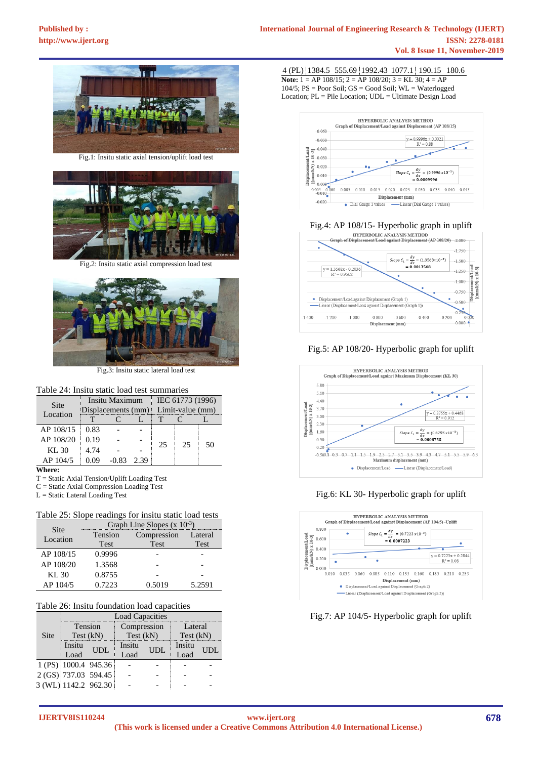Fig.1: Insitu static axial tension/uplift load test

Fig.2: Insitu static axial compression load test

Fig.3: Insitu static lateral load test

Table 24: Insitu static load test summaries

| Site Location | Insitu Maximum Displacements (mm) | | | IEC 61773 (1996) Limit-value (mm) | | |
|---|---|---|---|---|---|---|
| | T | C | L | T | C | L |
| AP 108/15 | 0.83 | - | - | 25 | 25 | 50 |
| AP 108/20 | 0.19 | - | - | | | |
| KL 30 | 4.74 | - | - | | | |
| AP 104/5 | 0.09 | -0.83 | 2.39 | | | |

**Where:**

T = Static Axial Tension/Uplift Loading Test
C = Static Axial Compression Loading Test
L = Static Lateral Loading Test

Table 25: Slope readings for insitu static load tests

| Site Location | Graph Line Slopes (x $10^{-3}$) | | |
|---|---|---|---|
| | Tension Test | Compression Test | Lateral Test |
| AP 108/15 | 0.9996 | - | - |
| AP 108/20 | 1.3568 | - | - |
| KL 30 | 0.8755 | - | - |
| AP 104/5 | 0.7223 | 0.5019 | 5.2591 |

Table 26: Insitu foundation load capacities

| Site | Load Capacities | | | | | |
|---|---|---|---|---|---|---|
| | Tension Test (kN) | | Compression Test (kN) | | Lateral Test (kN) | |
| | Insitu Load | UDL | Insitu Load | UDL | Insitu Load | UDL |
| 1 (PS) | 1000.4 | 945.36 | - | - | - | - |
| 2 (GS) | 737.03 | 594.45 | - | - | - | - |
| 3 (WL) | 1142.2 | 962.30 | - | - | - | - |
| 4 (PL) | 1384.5 | 555.69 | 1992.43 | 1077.1 | 190.15 | 180.6 |

**Note:** 1 = AP 108/15; 2 = AP 108/20; 3 = KL 30; 4 = AP 104/5; PS = Poor Soil; GS = Good Soil; WL = Waterlogged Location; PL = Pile Location; UDL = Ultimate Design Load

Fig.4: AP 108/15- Hyperbolic graph in uplift

Fig.5: AP 108/20- Hyperbolic graph for uplift

Fig.6: KL 30- Hyperbolic graph for uplift

Fig.7: AP 104/5- Hyperbolic graph for uplift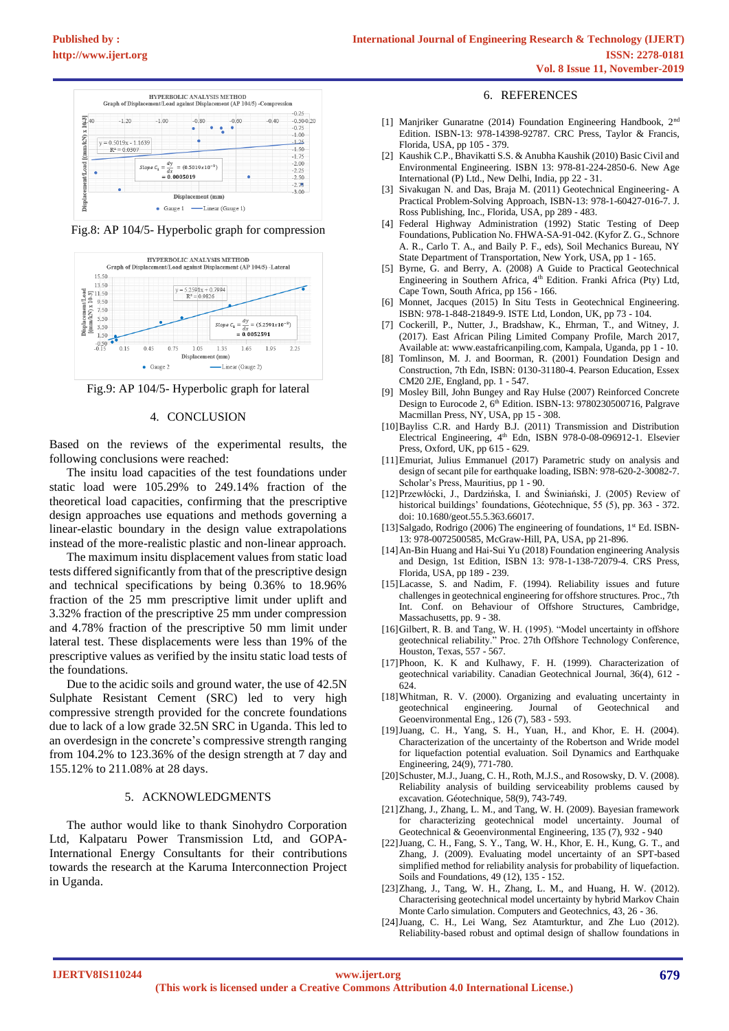Fig.8: AP 104/5- Hyperbolic graph for compression

Fig.9: AP 104/5- Hyperbolic graph for lateral

## 4. CONCLUSION

Based on the reviews of the experimental results, the following conclusions were reached:

The insitu load capacities of the test foundations under static load were 105.29% to 249.14% fraction of the theoretical load capacities, confirming that the prescriptive design approaches use equations and methods governing a linear-elastic boundary in the design value extrapolations instead of the more-realistic plastic and non-linear approach.

The maximum insitu displacement values from static load tests differed significantly from that of the prescriptive design and technical specifications by being 0.36% to 18.96% fraction of the 25 mm prescriptive limit under uplift and 3.32% fraction of the prescriptive 25 mm under compression and 4.78% fraction of the prescriptive 50 mm limit under lateral test. These displacements were less than 19% of the prescriptive values as verified by the insitu static load tests of the foundations.

Due to the acidic soils and ground water, the use of 42.5N Sulphate Resistant Cement (SRC) led to very high compressive strength provided for the concrete foundations due to lack of a low grade 32.5N SRC in Uganda. This led to an overdesign in the concrete's compressive strength ranging from 104.2% to 123.36% of the design strength at 7 day and 155.12% to 211.08% at 28 days.

## 5. ACKNOWLEDGMENTS

The author would like to thank Sinohydro Corporation Ltd, Kalpataru Power Transmission Ltd, and GOPA-International Energy Consultants for their contributions towards the research at the Karuma Interconnection Project in Uganda.

## 6. REFERENCES

[1] Manjriker Gunaratne (2014) Foundation Engineering Handbook, 2nd Edition. ISBN-13: 978-14398-92787. CRC Press, Taylor & Francis, Florida, USA, pp 105 - 379.

[2] Kaushik C.P., Bhavikatti S.S. & Anubha Kaushik (2010) Basic Civil and Environmental Engineering. ISBN 13: 978-81-224-2850-6. New Age International (P) Ltd., New Delhi, India, pp 22 - 31.

[3] Sivakugan N. and Das, Braja M. (2011) Geotechnical Engineering- A Practical Problem-Solving Approach, ISBN-13: 978-1-60427-016-7. J. Ross Publishing, Inc., Florida, USA, pp 289 - 483.

[4] Federal Highway Administration (1992) Static Testing of Deep Foundations, Publication No. FHWA-SA-91-042. (Kyfor Z. G., Schnore A. R., Carlo T. A., and Baily P. F., eds), Soil Mechanics Bureau, NY State Department of Transportation, New York, USA, pp 1 - 165.

[5] Byrne, G. and Berry, A. (2008) A Guide to Practical Geotechnical Engineering in Southern Africa, 4th Edition. Franki Africa (Pty) Ltd, Cape Town, South Africa, pp 156 - 166.

[6] Monnet, Jacques (2015) In Situ Tests in Geotechnical Engineering. ISBN: 978-1-848-21849-9. ISTE Ltd, London, UK, pp 73 - 104.

[7] Cockerill, P., Nutter, J., Bradshaw, K., Ehrman, T., and Witney, J. (2017). East African Piling Limited Company Profile, March 2017, Available at: www.eastafricanpiling.com, Kampala, Uganda, pp 1 - 10.

[8] Tomlinson, M. J. and Boorman, R. (2001) Foundation Design and Construction, 7th Edn, ISBN: 0130-31180-4. Pearson Education, Essex CM20 2JE, England, pp. 1 - 547.

[9] Mosley Bill, John Bungey and Ray Hulse (2007) Reinforced Concrete Design to Eurocode 2, 6th Edition. ISBN-13: 9780230500716, Palgrave Macmillan Press, NY, USA, pp 15 - 308.

[10] Bayliss C.R. and Hardy B.J. (2011) Transmission and Distribution Electrical Engineering, 4th Edn, ISBN 978-0-08-096912-1. Elsevier Press, Oxford, UK, pp 615 - 629.

[11] Emuriat, Julius Emmanuel (2017) Parametric study on analysis and design of secant pile for earthquake loading, ISBN: 978-620-2-30082-7. Scholar's Press, Mauritius, pp 1 - 90.

[12] Przewłócki, J., Dardzińska, I. and Świniański, J. (2005) Review of historical buildings' foundations, Géotechnique, 55 (5), pp. 363 - 372. doi: 10.1680/geot.55.5.363.66017.

[13] Salgado, Rodrigo (2006) The engineering of foundations, 1st Ed. ISBN-13: 978-0072500585, McGraw-Hill, PA, USA, pp 21-896.

[14] An-Bin Huang and Hai-Sui Yu (2018) Foundation engineering Analysis and Design, 1st Edition, ISBN 13: 978-1-138-72079-4. CRS Press, Florida, USA, pp 189 - 239.

[15] Lacasse, S. and Nadim, F. (1994). Reliability issues and future challenges in geotechnical engineering for offshore structures. Proc., 7th Int. Conf. on Behaviour of Offshore Structures, Cambridge, Massachusetts, pp. 9 - 38.

[16] Gilbert, R. B. and Tang, W. H. (1995). "Model uncertainty in offshore geotechnical reliability." Proc. 27th Offshore Technology Conference, Houston, Texas, 557 - 567.

[17] Phoon, K. K and Kulhawy, F. H. (1999). Characterization of geotechnical variability. Canadian Geotechnical Journal, 36(4), 612 - 624.

[18] Whitman, R. V. (2000). Organizing and evaluating uncertainty in geotechnical engineering. Journal of Geotechnical and Geoenvironmental Eng., 126 (7), 583 - 593.

[19] Juang, C. H., Yang, S. H., Yuan, H., and Khor, E. H. (2004). Characterization of the uncertainty of the Robertson and Wride model for liquefaction potential evaluation. Soil Dynamics and Earthquake Engineering, 24(9), 771-780.

[20] Schuster, M.J., Juang, C. H., Roth, M.J.S., and Rosowsky, D. V. (2008). Reliability analysis of building serviceability problems caused by excavation. Géotechnique, 58(9), 743-749.

[21] Zhang, J., Zhang, L. M., and Tang, W. H. (2009). Bayesian framework for characterizing geotechnical model uncertainty. Journal of Geotechnical & Geoenvironmental Engineering, 135 (7), 932 - 940

[22] Juang, C. H., Fang, S. Y., Tang, W. H., Khor, E. H., Kung, G. T., and Zhang, J. (2009). Evaluating model uncertainty of an SPT-based simplified method for reliability analysis for probability of liquefaction. Soils and Foundations, 49 (12), 135 - 152.

[23] Zhang, J., Tang, W. H., Zhang, L. M., and Huang, H. W. (2012). Characterising geotechnical model uncertainty by hybrid Markov Chain Monte Carlo simulation. Computers and Geotechnics, 43, 26 - 36.

[24] Juang, C. H., Lei Wang, Sez Atamturktur, and Zhe Luo (2012). Reliability-based robust and optimal design of shallow foundations in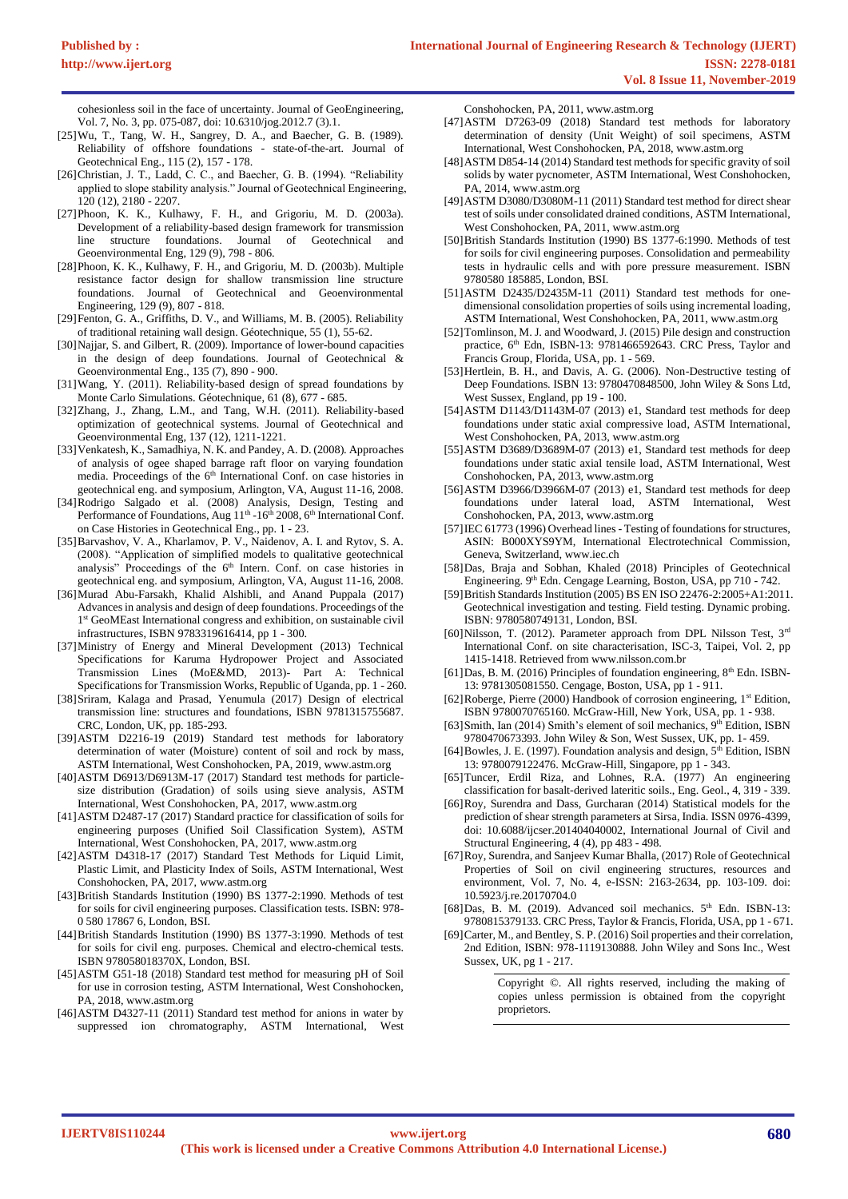cohesionless soil in the face of uncertainty. Journal of GeoEngineering, Vol. 7, No. 3, pp. 075-087, doi: 10.6310/jog.2012.7 (3).1.

[25] Wu, T., Tang, W. H., Sangrey, D. A., and Baecher, G. B. (1989). Reliability of offshore foundations - state-of-the-art. Journal of Geotechnical Eng., 115 (2), 157 - 178.

[26] Christian, J. T., Ladd, C. C., and Baecher, G. B. (1994). "Reliability applied to slope stability analysis." Journal of Geotechnical Engineering, 120 (12), 2180 - 2207.

[27] Phoon, K. K., Kulhawy, F. H., and Grigoriu, M. D. (2003a). Development of a reliability-based design framework for transmission line structure foundations. Journal of Geotechnical and Geoenvironmental Eng, 129 (9), 798 - 806.

[28] Phoon, K. K., Kulhawy, F. H., and Grigoriu, M. D. (2003b). Multiple resistance factor design for shallow transmission line structure foundations. Journal of Geotechnical and Geoenvironmental Engineering, 129 (9), 807 - 818.

[29] Fenton, G. A., Griffiths, D. V., and Williams, M. B. (2005). Reliability of traditional retaining wall design. Géotechnique, 55 (1), 55-62.

[30] Najjar, S. and Gilbert, R. (2009). Importance of lower-bound capacities in the design of deep foundations. Journal of Geotechnical & Geoenvironmental Eng., 135 (7), 890 - 900.

[31] Wang, Y. (2011). Reliability-based design of spread foundations by Monte Carlo Simulations. Géotechnique, 61 (8), 677 - 685.

[32] Zhang, J., Zhang, L.M., and Tang, W.H. (2011). Reliability-based optimization of geotechnical systems. Journal of Geotechnical and Geoenvironmental Eng, 137 (12), 1211-1221.

[33] Venkatesh, K., Samadhiya, N. K. and Pandey, A. D. (2008). Approaches of analysis of ogee shaped barrage raft floor on varying foundation media. Proceedings of the 6th International Conf. on case histories in geotechnical eng. and symposium, Arlington, VA, August 11-16, 2008.

[34] Rodrigo Salgado et al. (2008) Analysis, Design, Testing and Performance of Foundations, Aug 11th -16th 2008, 6th International Conf. on Case Histories in Geotechnical Eng., pp. 1 - 23.

[35] Barvashov, V. A., Kharlamov, P. V., Naidenov, A. I. and Rytov, S. A. (2008). "Application of simplified models to qualitative geotechnical analysis" Proceedings of the 6th Intern. Conf. on case histories in geotechnical eng. and symposium, Arlington, VA, August 11-16, 2008.

[36] Murad Abu-Farsakh, Khalid Alshibli, and Anand Puppala (2017) Advances in analysis and design of deep foundations. Proceedings of the 1st GeoMEast International congress and exhibition, on sustainable civil infrastructures, ISBN 9783319616414, pp 1 - 300.

[37] Ministry of Energy and Mineral Development (2013) Technical Specifications for Karuma Hydropower Project and Associated Transmission Lines (MoE&MD, 2013)- Part A: Technical Specifications for Transmission Works, Republic of Uganda, pp. 1 - 260.

[38] Sriram, Kalaga and Prasad, Yenumula (2017) Design of electrical transmission line: structures and foundations, ISBN 9781315755687. CRC, London, UK, pp. 185-293.

[39] ASTM D2216-19 (2019) Standard test methods for laboratory determination of water (Moisture) content of soil and rock by mass, ASTM International, West Conshohocken, PA, 2019, www.astm.org

[40] ASTM D6913/D6913M-17 (2017) Standard test methods for particle-size distribution (Gradation) of soils using sieve analysis, ASTM International, West Conshohocken, PA, 2017, www.astm.org

[41] ASTM D2487-17 (2017) Standard practice for classification of soils for engineering purposes (Unified Soil Classification System), ASTM International, West Conshohocken, PA, 2017, www.astm.org

[42] ASTM D4318-17 (2017) Standard Test Methods for Liquid Limit, Plastic Limit, and Plasticity Index of Soils, ASTM International, West Conshohocken, PA, 2017, www.astm.org

[43] British Standards Institution (1990) BS 1377-2:1990. Methods of test for soils for civil engineering purposes. Classification tests. ISBN: 978-0 580 17867 6, London, BSI.

[44] British Standards Institution (1990) BS 1377-3:1990. Methods of test for soils for civil eng. purposes. Chemical and electro-chemical tests. ISBN 978058018370X, London, BSI.

[45] ASTM G51-18 (2018) Standard test method for measuring pH of Soil for use in corrosion testing, ASTM International, West Conshohocken, PA, 2018, www.astm.org

[46] ASTM D4327-11 (2011) Standard test method for anions in water by suppressed ion chromatography, ASTM International, West Conshohocken, PA, 2011, www.astm.org

[47] ASTM D7263-09 (2018) Standard test methods for laboratory determination of density (Unit Weight) of soil specimens, ASTM International, West Conshohocken, PA, 2018, www.astm.org

[48] ASTM D854-14 (2014) Standard test methods for specific gravity of soil solids by water pycnometer, ASTM International, West Conshohocken, PA, 2014, www.astm.org

[49] ASTM D3080/D3080M-11 (2011) Standard test method for direct shear test of soils under consolidated drained conditions, ASTM International, West Conshohocken, PA, 2011, www.astm.org

[50] British Standards Institution (1990) BS 1377-6:1990. Methods of test for soils for civil engineering purposes. Consolidation and permeability tests in hydraulic cells and with pore pressure measurement. ISBN 9780580 185885, London, BSI.

[51] ASTM D2435/D2435M-11 (2011) Standard test methods for one-dimensional consolidation properties of soils using incremental loading, ASTM International, West Conshohocken, PA, 2011, www.astm.org

[52] Tomlinson, M. J. and Woodward, J. (2015) Pile design and construction practice, 6th Edn, ISBN-13: 9781466592643. CRC Press, Taylor and Francis Group, Florida, USA, pp. 1 - 569.

[53] Hertlein, B. H., and Davis, A. G. (2006). Non-Destructive testing of Deep Foundations. ISBN 13: 9780470848500, John Wiley & Sons Ltd, West Sussex, England, pp 19 - 100.

[54] ASTM D1143/D1143M-07 (2013) e1, Standard test methods for deep foundations under static axial compressive load, ASTM International, West Conshohocken, PA, 2013, www.astm.org

[55] ASTM D3689/D3689M-07 (2013) e1, Standard test methods for deep foundations under static axial tensile load, ASTM International, West Conshohocken, PA, 2013, www.astm.org

[56] ASTM D3966/D3966M-07 (2013) e1, Standard test methods for deep foundations under lateral load, ASTM International, West Conshohocken, PA, 2013, www.astm.org

[57] IEC 61773 (1996) Overhead lines - Testing of foundations for structures, ASIN: B000XYS9YM, International Electrotechnical Commission, Geneva, Switzerland, www.iec.ch

[58] Das, Braja and Sobhan, Khaled (2018) Principles of Geotechnical Engineering. 9th Edn. Cengage Learning, Boston, USA, pp 710 - 742.

[59] British Standards Institution (2005) BS EN ISO 22476-2:2005+A1:2011. Geotechnical investigation and testing. Field testing. Dynamic probing. ISBN: 9780580749131, London, BSI.

[60] Nilsson, T. (2012). Parameter approach from DPL Nilsson Test, 3rd International Conf. on site characterisation, ISC-3, Taipei, Vol. 2, pp 1415-1418. Retrieved from www.nilsson.com.br

[61] Das, B. M. (2016) Principles of foundation engineering, 8th Edn. ISBN-13: 9781305081550. Cengage, Boston, USA, pp 1 - 911.

[62] Roberge, Pierre (2000) Handbook of corrosion engineering, 1st Edition, ISBN 9780070765160. McGraw-Hill, New York, USA, pp. 1 - 938.

[63] Smith, Ian (2014) Smith's element of soil mechanics, 9th Edition, ISBN 9780470673393. John Wiley & Son, West Sussex, UK, pp. 1- 459.

[64] Bowles, J. E. (1997). Foundation analysis and design, 5th Edition, ISBN 13: 9780079122476. McGraw-Hill, Singapore, pp 1 - 343.

[65] Tuncer, Erdil Riza, and Lohnes, R.A. (1977) An engineering classification for basalt-derived lateritic soils., Eng. Geol., 4, 319 - 339.

[66] Roy, Surendra and Dass, Gurcharan (2014) Statistical models for the prediction of shear strength parameters at Sirsa, India. ISSN 0976-4399, doi: 10.6088/ijcser.201404040002, International Journal of Civil and Structural Engineering, 4 (4), pp 483 - 498.

[67] Roy, Surendra, and Sanjeev Kumar Bhalla, (2017) Role of Geotechnical Properties of Soil on civil engineering structures, resources and environment, Vol. 7, No. 4, e-ISSN: 2163-2634, pp. 103-109. doi: 10.5923/j.re.20170704.0

[68] Das, B. M. (2019). Advanced soil mechanics. 5th Edn. ISBN-13: 9780815379133. CRC Press, Taylor & Francis, Florida, USA, pp 1 - 671.

[69] Carter, M., and Bentley, S. P. (2016) Soil properties and their correlation, 2nd Edition, ISBN: 978-1119130888. John Wiley and Sons Inc., West Sussex, UK, pg 1 - 217.

Copyright ©. All rights reserved, including the making of copies unless permission is obtained from the copyright proprietors.